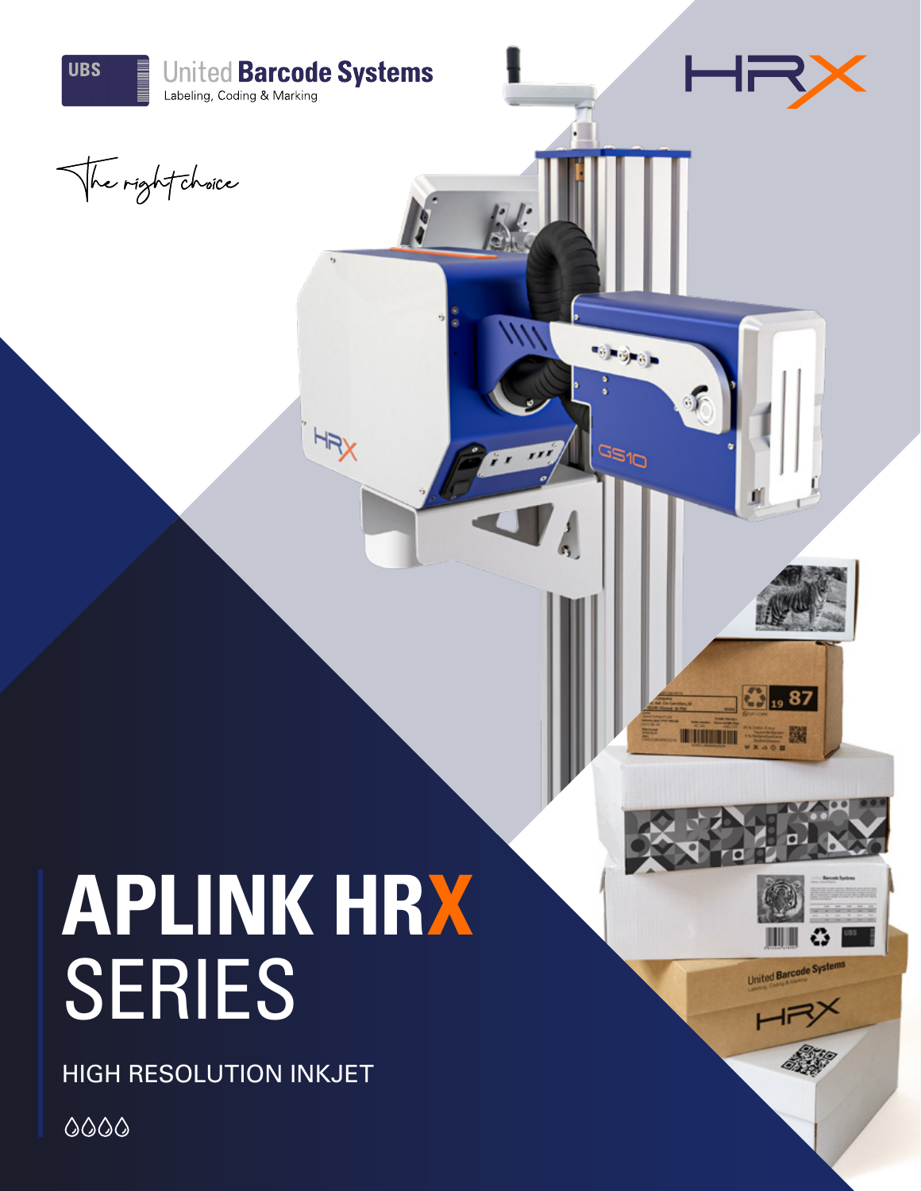United Barcode Systems

Labeling, Coding & Marking

The right choice

# APLINK HRX SERIES

HIGH RESOLUTION INKJET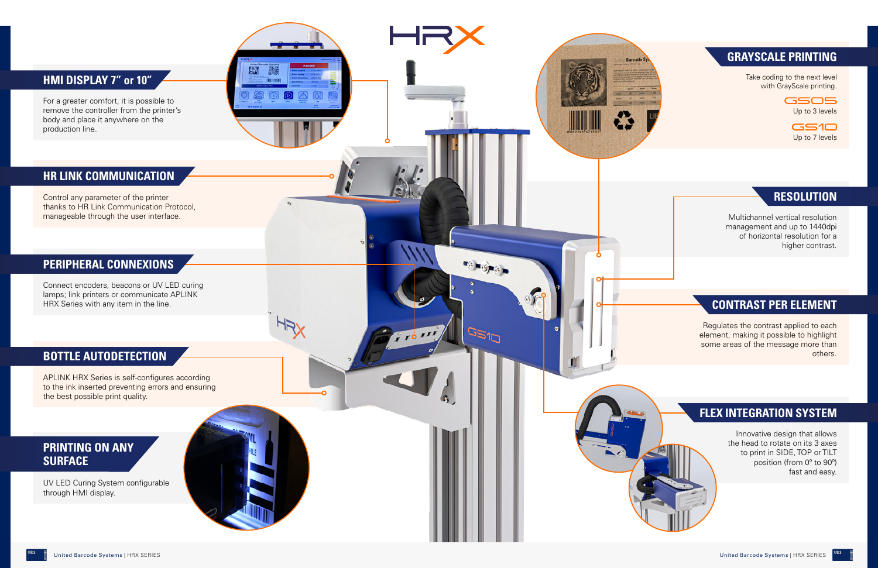# HRX

## HMI DISPLAY 7" or 10"

For a greater comfort, it is possible to remove the controller from the printer's body and place it anywhere on the production line.

## HR LINK COMMUNICATION

Control any parameter of the printer thanks to HR Link Communication Protocol, manageable through the user interface.

## PERIPHERAL CONNEXIONS

Connect encoders, beacons or UV LED curing lamps; link printers or communicate APLINK HRX Series with any item in the line.

## BOTTLE AUTODETECTION

APLINK HRX Series is self-configures according to the ink inserted preventing errors and ensuring the best possible print quality.

## PRINTING ON ANY SURFACE

UV LED Curing System configurable through HMI display.

## GRAYSCALE PRINTING

Take coding to the next level with GrayScale printing.

GS05
Up to 3 levels

GS10
Up to 7 levels

## RESOLUTION

Multichannel vertical resolution management and up to 1440dpi of horizontal resolution for a higher contrast.

## CONTRAST PER ELEMENT

Regulates the contrast applied to each element, making it possible to highlight some areas of the message more than others.

## FLEX INTEGRATION SYSTEM

Innovative design that allows the head to rotate on its 3 axes to print in SIDE, TOP or TILT position (from 0º to 90º) fast and easy.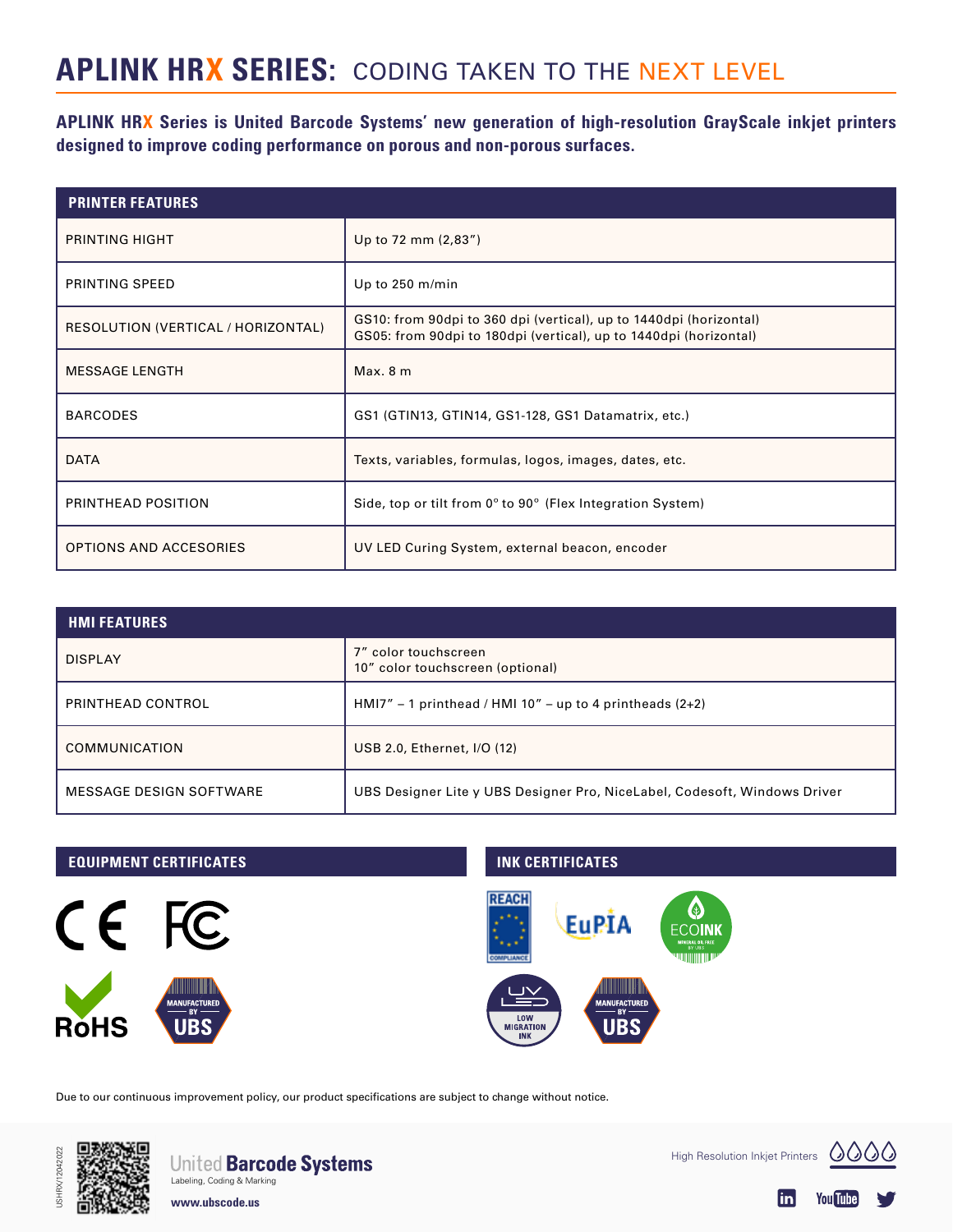# APLINK HRX SERIES: CODING TAKEN TO THE NEXT LEVEL

**APLINK HRX Series is United Barcode Systems' new generation of high-resolution GrayScale inkjet printers designed to improve coding performance on porous and non-porous surfaces.**

| PRINTER FEATURES | |
|---|---|
| PRINTING HIGHT | Up to 72 mm (2,83") |
| PRINTING SPEED | Up to 250 m/min |
| RESOLUTION (VERTICAL / HORIZONTAL) | GS10: from 90dpi to 360 dpi (vertical), up to 1440dpi (horizontal)<br>GS05: from 90dpi to 180dpi (vertical), up to 1440dpi (horizontal) |
| MESSAGE LENGTH | Max. 8 m |
| BARCODES | GS1 (GTIN13, GTIN14, GS1-128, GS1 Datamatrix, etc.) |
| DATA | Texts, variables, formulas, logos, images, dates, etc. |
| PRINTHEAD POSITION | Side, top or tilt from 0° to 90° (Flex Integration System) |
| OPTIONS AND ACCESORIES | UV LED Curing System, external beacon, encoder |

| HMI FEATURES | |
|---|---|
| DISPLAY | 7" color touchscreen<br>10" color touchscreen (optional) |
| PRINTHEAD CONTROL | HMI7" – 1 printhead / HMI 10" – up to 4 printheads (2+2) |
| COMMUNICATION | USB 2.0, Ethernet, I/O (12) |
| MESSAGE DESIGN SOFTWARE | UBS Designer Lite y UBS Designer Pro, NiceLabel, Codesoft, Windows Driver |

## EQUIPMENT CERTIFICATES

CE, FC, RoHS, MANUFACTURED BY UBS

## INK CERTIFICATES

REACH COMPLIANCE, EuPIA, ECOINK MINERAL OIL FREE BY UBS, UV LED LOW MIGRATION INK, MANUFACTURED BY UBS

Due to our continuous improvement policy, our product specifications are subject to change without notice.

USHRX/12042022

United Barcode Systems
Labeling, Coding & Marking
www.ubscode.us

High Resolution Inkjet Printers